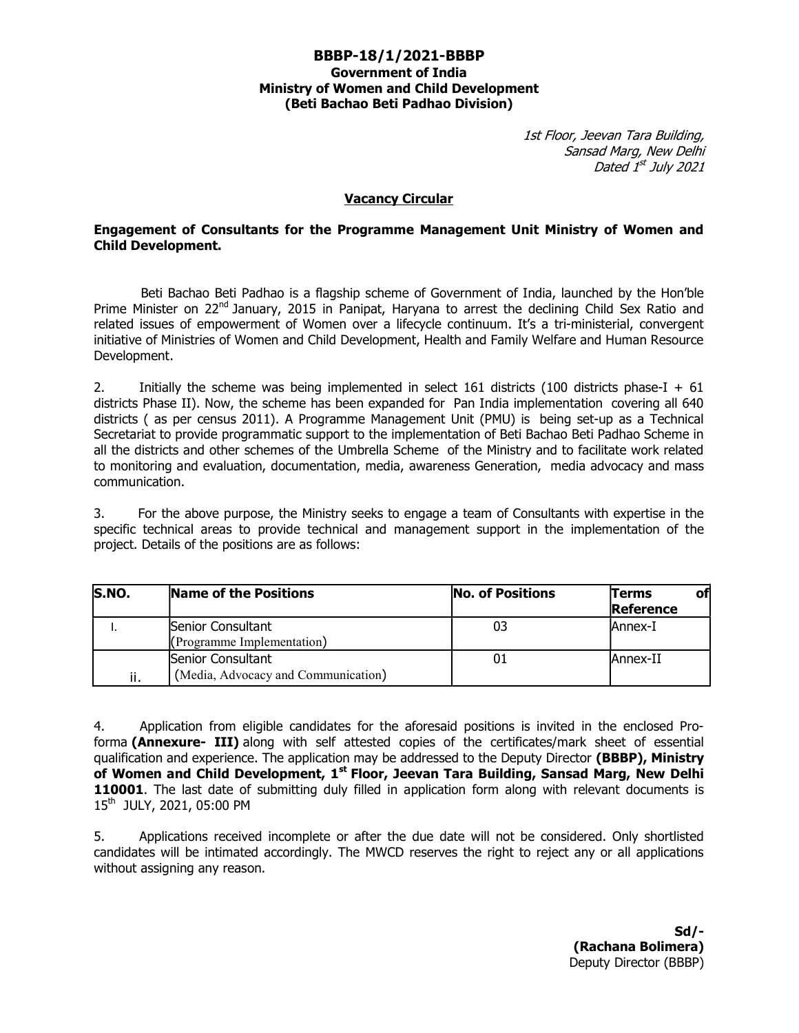**BBBP-18/1/2021-BBBP**
**Government of India**
**Ministry of Women and Child Development**
**(Beti Bachao Beti Padhao Division)**

*1st Floor, Jeevan Tara Building,*
*Sansad Marg, New Delhi*
*Dated 1st July 2021*

## Vacancy Circular

**Engagement of Consultants for the Programme Management Unit Ministry of Women and Child Development.**

Beti Bachao Beti Padhao is a flagship scheme of Government of India, launched by the Hon'ble Prime Minister on 22nd January, 2015 in Panipat, Haryana to arrest the declining Child Sex Ratio and related issues of empowerment of Women over a lifecycle continuum. It's a tri-ministerial, convergent initiative of Ministries of Women and Child Development, Health and Family Welfare and Human Resource Development.

2. Initially the scheme was being implemented in select 161 districts (100 districts phase-I + 61 districts Phase II). Now, the scheme has been expanded for Pan India implementation covering all 640 districts ( as per census 2011). A Programme Management Unit (PMU) is being set-up as a Technical Secretariat to provide programmatic support to the implementation of Beti Bachao Beti Padhao Scheme in all the districts and other schemes of the Umbrella Scheme of the Ministry and to facilitate work related to monitoring and evaluation, documentation, media, awareness Generation, media advocacy and mass communication.

3. For the above purpose, the Ministry seeks to engage a team of Consultants with expertise in the specific technical areas to provide technical and management support in the implementation of the project. Details of the positions are as follows:

| S.NO. | Name of the Positions | No. of Positions | Terms of Reference |
|---|---|---|---|
| I. | Senior Consultant (Programme Implementation) | 03 | Annex-I |
| ii. | Senior Consultant (Media, Advocacy and Communication) | 01 | Annex-II |

4. Application from eligible candidates for the aforesaid positions is invited in the enclosed Pro-forma **(Annexure- III)** along with self attested copies of the certificates/mark sheet of essential qualification and experience. The application may be addressed to the Deputy Director **(BBBP), Ministry of Women and Child Development, 1st Floor, Jeevan Tara Building, Sansad Marg, New Delhi 110001**. The last date of submitting duly filled in application form along with relevant documents is 15th JULY, 2021, 05:00 PM

5. Applications received incomplete or after the due date will not be considered. Only shortlisted candidates will be intimated accordingly. The MWCD reserves the right to reject any or all applications without assigning any reason.

**Sd/-**
**(Rachana Bolimera)**
Deputy Director (BBBP)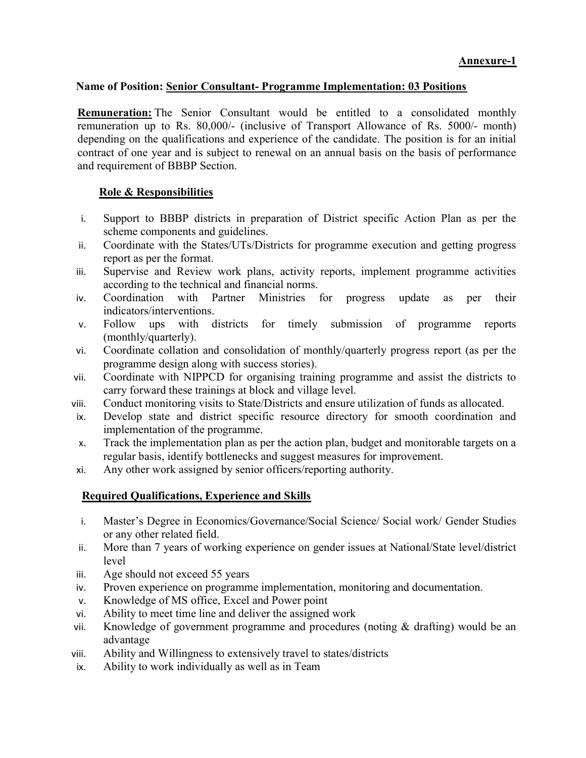**Annexure-1**

**Name of Position: Senior Consultant- Programme Implementation: 03 Positions**

**Remuneration:** The Senior Consultant would be entitled to a consolidated monthly remuneration up to Rs. 80,000/- (inclusive of Transport Allowance of Rs. 5000/- month) depending on the qualifications and experience of the candidate. The position is for an initial contract of one year and is subject to renewal on an annual basis on the basis of performance and requirement of BBBP Section.

**Role & Responsibilities**

i. Support to BBBP districts in preparation of District specific Action Plan as per the scheme components and guidelines.
ii. Coordinate with the States/UTs/Districts for programme execution and getting progress report as per the format.
iii. Supervise and Review work plans, activity reports, implement programme activities according to the technical and financial norms.
iv. Coordination with Partner Ministries for progress update as per their indicators/interventions.
v. Follow ups with districts for timely submission of programme reports (monthly/quarterly).
vi. Coordinate collation and consolidation of monthly/quarterly progress report (as per the programme design along with success stories).
vii. Coordinate with NIPPCD for organising training programme and assist the districts to carry forward these trainings at block and village level.
viii. Conduct monitoring visits to State/Districts and ensure utilization of funds as allocated.
ix. Develop state and district specific resource directory for smooth coordination and implementation of the programme.
x. Track the implementation plan as per the action plan, budget and monitorable targets on a regular basis, identify bottlenecks and suggest measures for improvement.
xi. Any other work assigned by senior officers/reporting authority.

**Required Qualifications, Experience and Skills**

i. Master's Degree in Economics/Governance/Social Science/ Social work/ Gender Studies or any other related field.
ii. More than 7 years of working experience on gender issues at National/State level/district level
iii. Age should not exceed 55 years
iv. Proven experience on programme implementation, monitoring and documentation.
v. Knowledge of MS office, Excel and Power point
vi. Ability to meet time line and deliver the assigned work
vii. Knowledge of government programme and procedures (noting & drafting) would be an advantage
viii. Ability and Willingness to extensively travel to states/districts
ix. Ability to work individually as well as in Team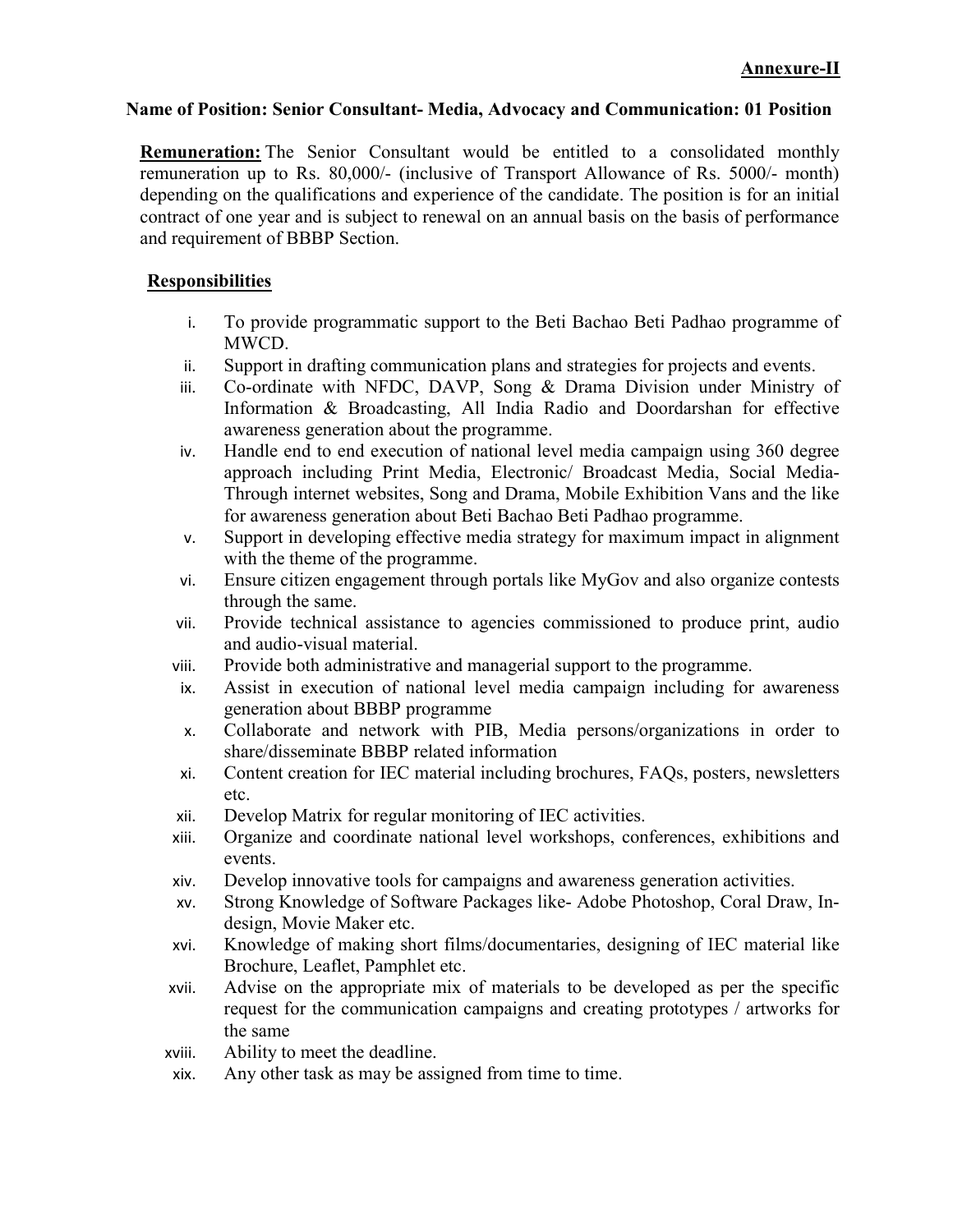**Annexure-II**

**Name of Position: Senior Consultant- Media, Advocacy and Communication: 01 Position**

**Remuneration:** The Senior Consultant would be entitled to a consolidated monthly remuneration up to Rs. 80,000/- (inclusive of Transport Allowance of Rs. 5000/- month) depending on the qualifications and experience of the candidate. The position is for an initial contract of one year and is subject to renewal on an annual basis on the basis of performance and requirement of BBBP Section.

**Responsibilities**

i. To provide programmatic support to the Beti Bachao Beti Padhao programme of MWCD.
ii. Support in drafting communication plans and strategies for projects and events.
iii. Co-ordinate with NFDC, DAVP, Song & Drama Division under Ministry of Information & Broadcasting, All India Radio and Doordarshan for effective awareness generation about the programme.
iv. Handle end to end execution of national level media campaign using 360 degree approach including Print Media, Electronic/ Broadcast Media, Social Media-Through internet websites, Song and Drama, Mobile Exhibition Vans and the like for awareness generation about Beti Bachao Beti Padhao programme.
v. Support in developing effective media strategy for maximum impact in alignment with the theme of the programme.
vi. Ensure citizen engagement through portals like MyGov and also organize contests through the same.
vii. Provide technical assistance to agencies commissioned to produce print, audio and audio-visual material.
viii. Provide both administrative and managerial support to the programme.
ix. Assist in execution of national level media campaign including for awareness generation about BBBP programme
x. Collaborate and network with PIB, Media persons/organizations in order to share/disseminate BBBP related information
xi. Content creation for IEC material including brochures, FAQs, posters, newsletters etc.
xii. Develop Matrix for regular monitoring of IEC activities.
xiii. Organize and coordinate national level workshops, conferences, exhibitions and events.
xiv. Develop innovative tools for campaigns and awareness generation activities.
xv. Strong Knowledge of Software Packages like- Adobe Photoshop, Coral Draw, In-design, Movie Maker etc.
xvi. Knowledge of making short films/documentaries, designing of IEC material like Brochure, Leaflet, Pamphlet etc.
xvii. Advise on the appropriate mix of materials to be developed as per the specific request for the communication campaigns and creating prototypes / artworks for the same
xviii. Ability to meet the deadline.
xix. Any other task as may be assigned from time to time.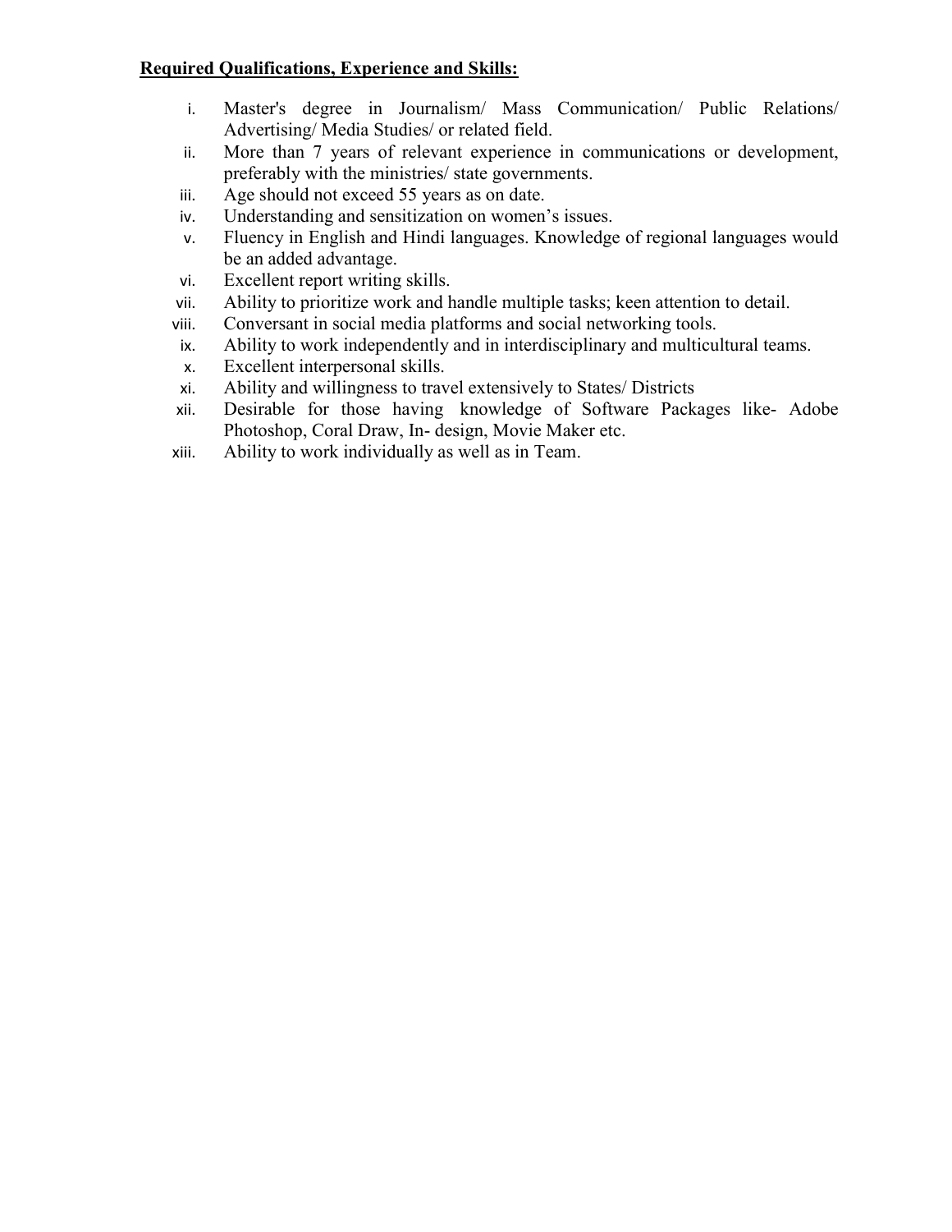**Required Qualifications, Experience and Skills:**

i. Master's degree in Journalism/ Mass Communication/ Public Relations/ Advertising/ Media Studies/ or related field.
ii. More than 7 years of relevant experience in communications or development, preferably with the ministries/ state governments.
iii. Age should not exceed 55 years as on date.
iv. Understanding and sensitization on women's issues.
v. Fluency in English and Hindi languages. Knowledge of regional languages would be an added advantage.
vi. Excellent report writing skills.
vii. Ability to prioritize work and handle multiple tasks; keen attention to detail.
viii. Conversant in social media platforms and social networking tools.
ix. Ability to work independently and in interdisciplinary and multicultural teams.
x. Excellent interpersonal skills.
xi. Ability and willingness to travel extensively to States/ Districts
xii. Desirable for those having knowledge of Software Packages like- Adobe Photoshop, Coral Draw, In- design, Movie Maker etc.
xiii. Ability to work individually as well as in Team.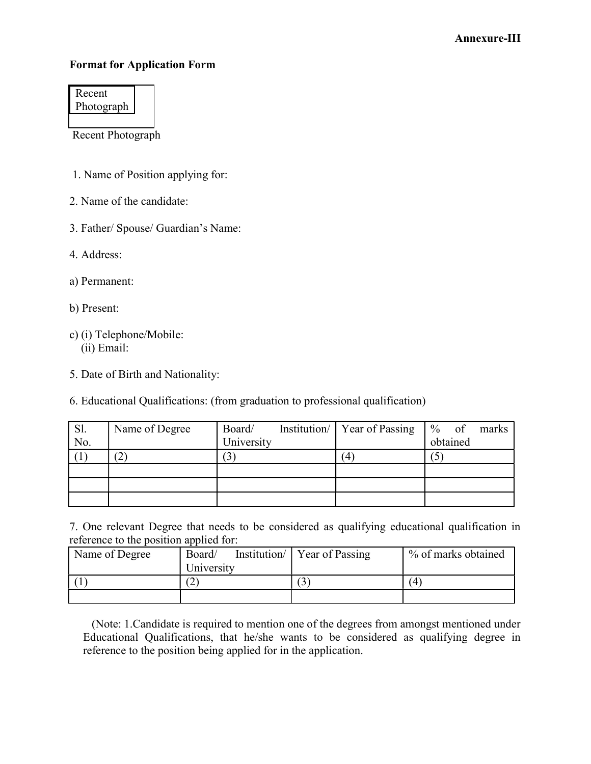**Annexure-III**

**Format for Application Form**

Recent Photograph

Recent Photograph

1. Name of Position applying for:

2. Name of the candidate:

3. Father/ Spouse/ Guardian's Name:

4. Address:

a) Permanent:

b) Present:

c) (i) Telephone/Mobile:
 (ii) Email:

5. Date of Birth and Nationality:

6. Educational Qualifications: (from graduation to professional qualification)

| Sl. No. | Name of Degree | Board/ Institution/ University | Year of Passing | % of marks obtained |
|---|---|---|---|---|
| (1) | (2) | (3) | (4) | (5) |
| | | | | |
| | | | | |
| | | | | |

7. One relevant Degree that needs to be considered as qualifying educational qualification in reference to the position applied for:

| Name of Degree | Board/ Institution/ University | Year of Passing | % of marks obtained |
|---|---|---|---|
| (1) | (2) | (3) | (4) |
| | | | |

(Note: 1.Candidate is required to mention one of the degrees from amongst mentioned under Educational Qualifications, that he/she wants to be considered as qualifying degree in reference to the position being applied for in the application.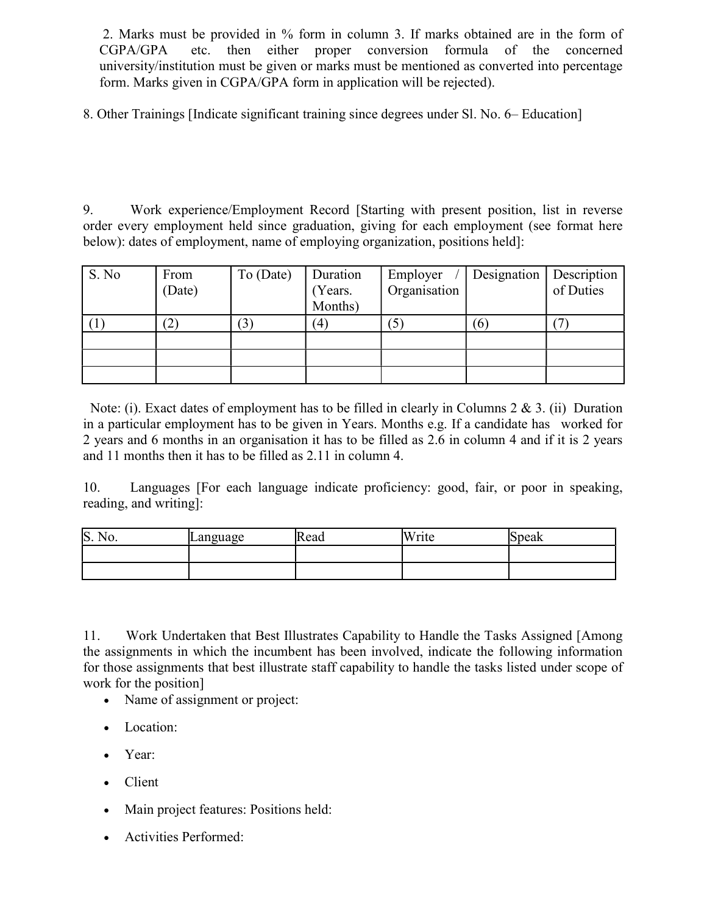2. Marks must be provided in % form in column 3. If marks obtained are in the form of CGPA/GPA etc. then either proper conversion formula of the concerned university/institution must be given or marks must be mentioned as converted into percentage form. Marks given in CGPA/GPA form in application will be rejected).

8. Other Trainings [Indicate significant training since degrees under Sl. No. 6– Education]

9. Work experience/Employment Record [Starting with present position, list in reverse order every employment held since graduation, giving for each employment (see format here below): dates of employment, name of employing organization, positions held]:

| S. No | From (Date) | To (Date) | Duration (Years. Months) | Employer / Organisation | Designation | Description of Duties |
|---|---|---|---|---|---|---|
| (1) | (2) | (3) | (4) | (5) | (6) | (7) |
| | | | | | | |
| | | | | | | |
| | | | | | | |

Note: (i). Exact dates of employment has to be filled in clearly in Columns 2 & 3. (ii) Duration in a particular employment has to be given in Years. Months e.g. If a candidate has worked for 2 years and 6 months in an organisation it has to be filled as 2.6 in column 4 and if it is 2 years and 11 months then it has to be filled as 2.11 in column 4.

10. Languages [For each language indicate proficiency: good, fair, or poor in speaking, reading, and writing]:

| S. No. | Language | Read | Write | Speak |
|---|---|---|---|---|
| | | | | |
| | | | | |

11. Work Undertaken that Best Illustrates Capability to Handle the Tasks Assigned [Among the assignments in which the incumbent has been involved, indicate the following information for those assignments that best illustrate staff capability to handle the tasks listed under scope of work for the position]

- Name of assignment or project:
- Location:
- Year:
- Client
- Main project features: Positions held:
- Activities Performed: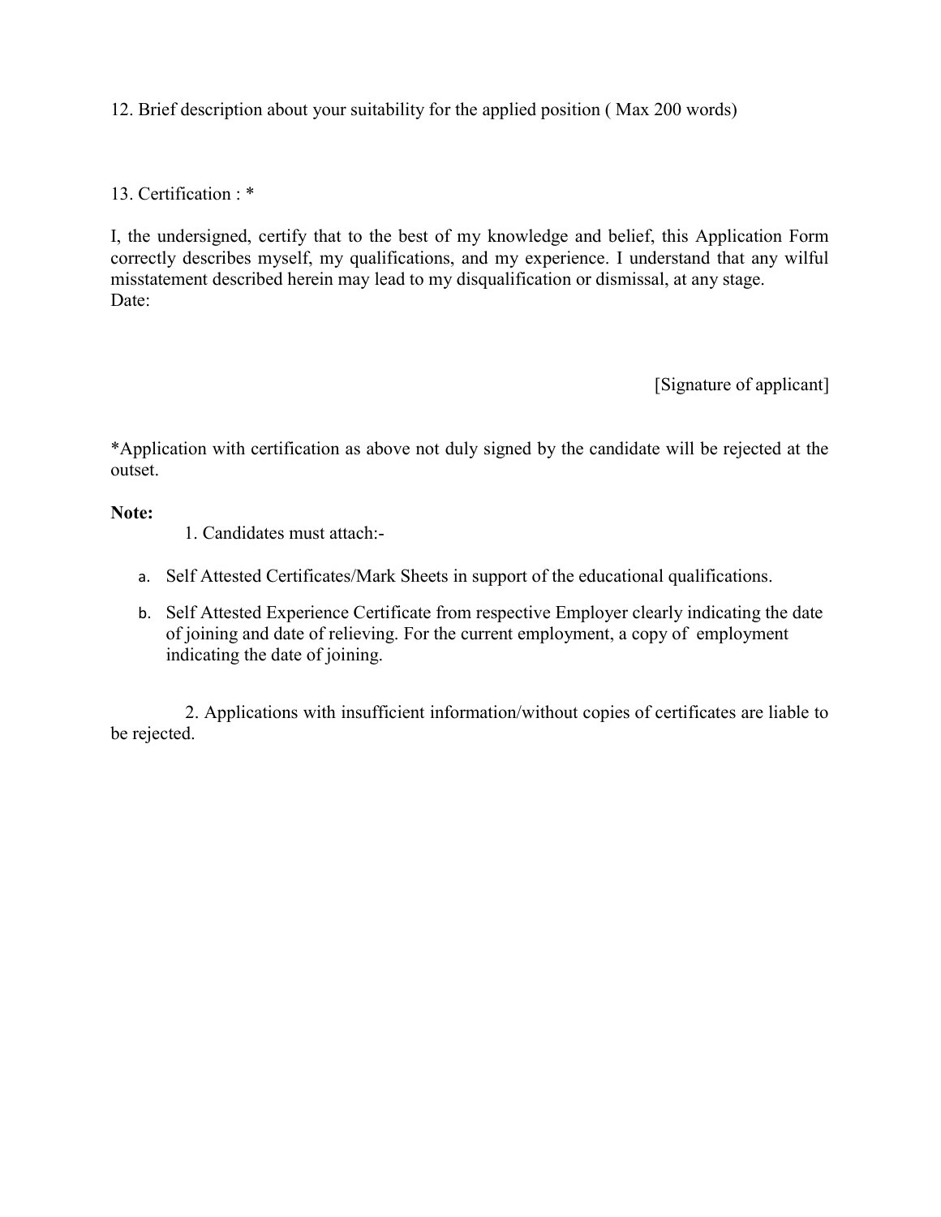12. Brief description about your suitability for the applied position ( Max 200 words)

13. Certification : *

I, the undersigned, certify that to the best of my knowledge and belief, this Application Form correctly describes myself, my qualifications, and my experience. I understand that any wilful misstatement described herein may lead to my disqualification or dismissal, at any stage.
Date:

[Signature of applicant]

*Application with certification as above not duly signed by the candidate will be rejected at the outset.

**Note:**

1. Candidates must attach:-

   a. Self Attested Certificates/Mark Sheets in support of the educational qualifications.

   b. Self Attested Experience Certificate from respective Employer clearly indicating the date of joining and date of relieving. For the current employment, a copy of employment indicating the date of joining.

2. Applications with insufficient information/without copies of certificates are liable to be rejected.